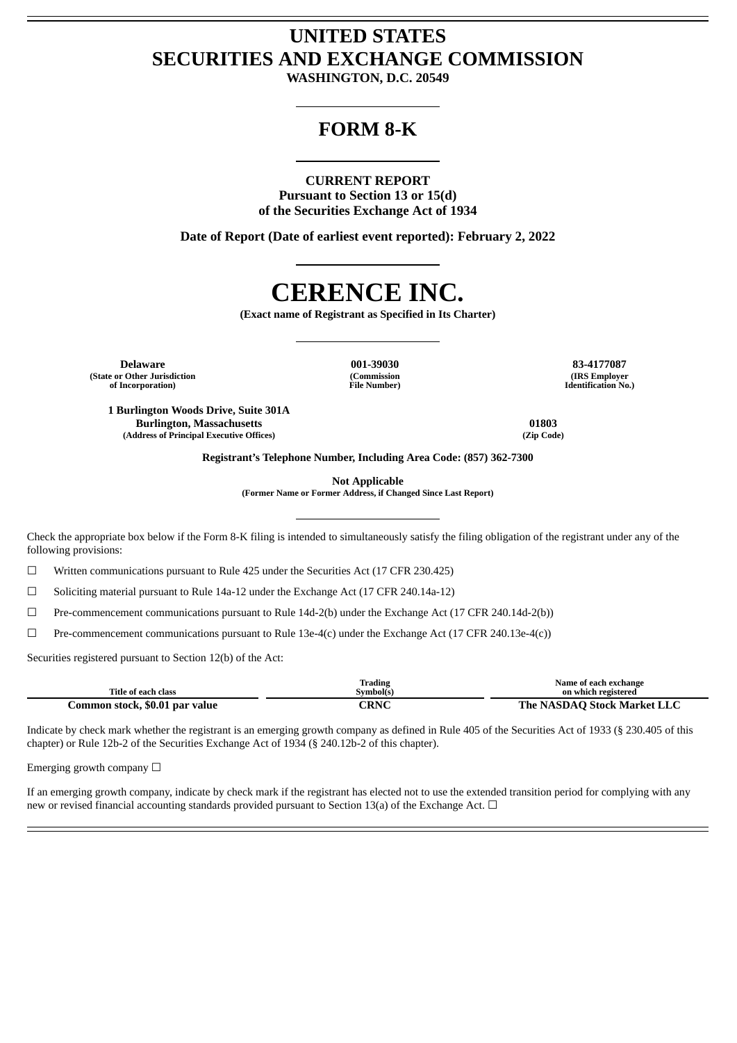# UNITED STATES
# SECURITIES AND EXCHANGE COMMISSION

**WASHINGTON, D.C. 20549**

## FORM 8-K

**CURRENT REPORT**
**Pursuant to Section 13 or 15(d)**
**of the Securities Exchange Act of 1934**

**Date of Report (Date of earliest event reported): February 2, 2022**

# CERENCE INC.

**(Exact name of Registrant as Specified in Its Charter)**

| Delaware | 001-39030 | 83-4177087 |
|---|---|---|
| (State or Other Jurisdiction of Incorporation) | (Commission File Number) | (IRS Employer Identification No.) |

| 1 Burlington Woods Drive, Suite 301A Burlington, Massachusetts | 01803 |
|---|---|
| (Address of Principal Executive Offices) | (Zip Code) |

**Registrant's Telephone Number, Including Area Code: (857) 362-7300**

**Not Applicable**
**(Former Name or Former Address, if Changed Since Last Report)**

Check the appropriate box below if the Form 8-K filing is intended to simultaneously satisfy the filing obligation of the registrant under any of the following provisions:

☐ Written communications pursuant to Rule 425 under the Securities Act (17 CFR 230.425)

☐ Soliciting material pursuant to Rule 14a-12 under the Exchange Act (17 CFR 240.14a-12)

☐ Pre-commencement communications pursuant to Rule 14d-2(b) under the Exchange Act (17 CFR 240.14d-2(b))

☐ Pre-commencement communications pursuant to Rule 13e-4(c) under the Exchange Act (17 CFR 240.13e-4(c))

Securities registered pursuant to Section 12(b) of the Act:

| Title of each class | Trading Symbol(s) | Name of each exchange on which registered |
|---|---|---|
| Common stock, $0.01 par value | CRNC | The NASDAQ Stock Market LLC |

Indicate by check mark whether the registrant is an emerging growth company as defined in Rule 405 of the Securities Act of 1933 (§ 230.405 of this chapter) or Rule 12b-2 of the Securities Exchange Act of 1934 (§ 240.12b-2 of this chapter).

Emerging growth company ☐

If an emerging growth company, indicate by check mark if the registrant has elected not to use the extended transition period for complying with any new or revised financial accounting standards provided pursuant to Section 13(a) of the Exchange Act. ☐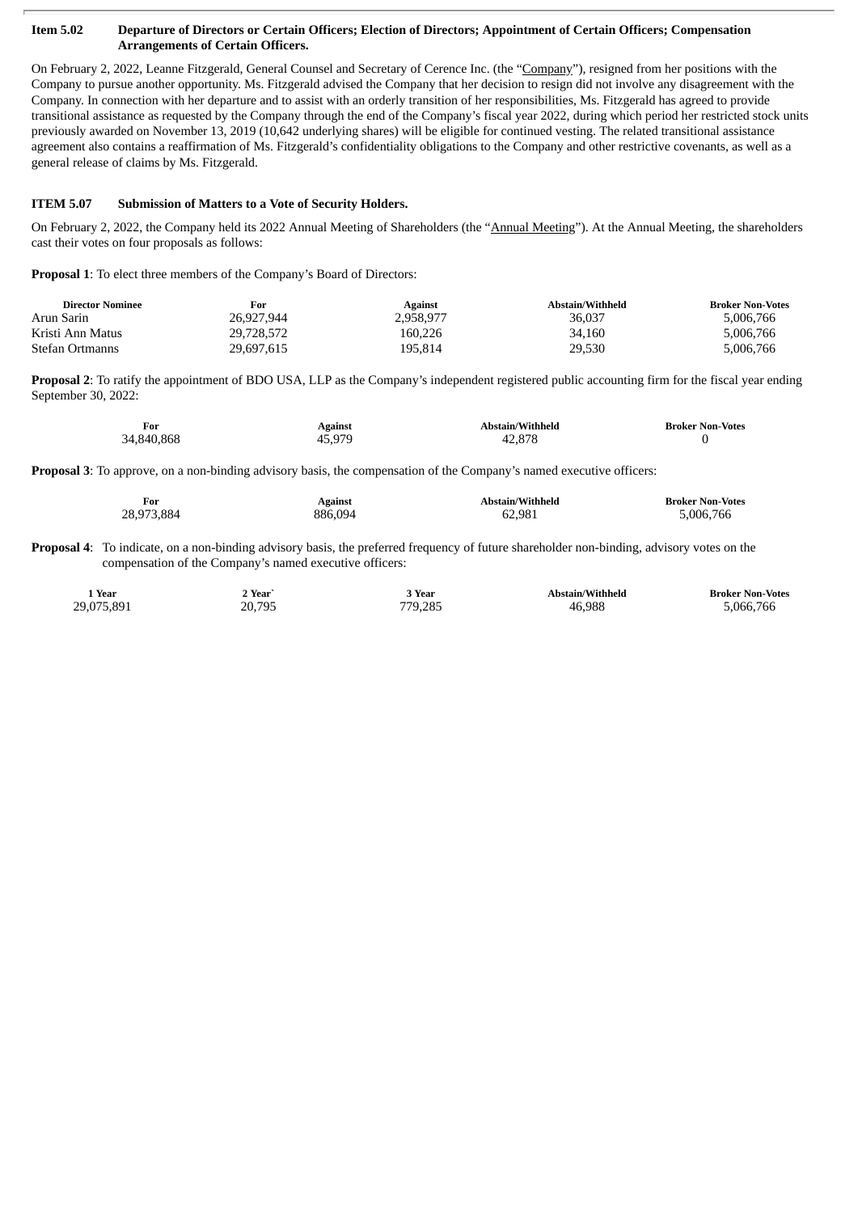**Item 5.02 Departure of Directors or Certain Officers; Election of Directors; Appointment of Certain Officers; Compensation Arrangements of Certain Officers.**

On February 2, 2022, Leanne Fitzgerald, General Counsel and Secretary of Cerence Inc. (the "Company"), resigned from her positions with the Company to pursue another opportunity. Ms. Fitzgerald advised the Company that her decision to resign did not involve any disagreement with the Company. In connection with her departure and to assist with an orderly transition of her responsibilities, Ms. Fitzgerald has agreed to provide transitional assistance as requested by the Company through the end of the Company's fiscal year 2022, during which period her restricted stock units previously awarded on November 13, 2019 (10,642 underlying shares) will be eligible for continued vesting. The related transitional assistance agreement also contains a reaffirmation of Ms. Fitzgerald's confidentiality obligations to the Company and other restrictive covenants, as well as a general release of claims by Ms. Fitzgerald.

**ITEM 5.07 Submission of Matters to a Vote of Security Holders.**

On February 2, 2022, the Company held its 2022 Annual Meeting of Shareholders (the "Annual Meeting"). At the Annual Meeting, the shareholders cast their votes on four proposals as follows:

**Proposal 1**: To elect three members of the Company's Board of Directors:

| Director Nominee | For | Against | Abstain/Withheld | Broker Non-Votes |
|---|---|---|---|---|
| Arun Sarin | 26,927,944 | 2,958,977 | 36,037 | 5,006,766 |
| Kristi Ann Matus | 29,728,572 | 160,226 | 34,160 | 5,006,766 |
| Stefan Ortmanns | 29,697,615 | 195,814 | 29,530 | 5,006,766 |

**Proposal 2**: To ratify the appointment of BDO USA, LLP as the Company's independent registered public accounting firm for the fiscal year ending September 30, 2022:

| For | Against | Abstain/Withheld | Broker Non-Votes |
|---|---|---|---|
| 34,840,868 | 45,979 | 42,878 | 0 |

**Proposal 3**: To approve, on a non-binding advisory basis, the compensation of the Company's named executive officers:

| For | Against | Abstain/Withheld | Broker Non-Votes |
|---|---|---|---|
| 28,973,884 | 886,094 | 62,981 | 5,006,766 |

**Proposal 4**: To indicate, on a non-binding advisory basis, the preferred frequency of future shareholder non-binding, advisory votes on the compensation of the Company's named executive officers:

| 1 Year | 2 Year` | 3 Year | Abstain/Withheld | Broker Non-Votes |
|---|---|---|---|---|
| 29,075,891 | 20,795 | 779,285 | 46,988 | 5,066,766 |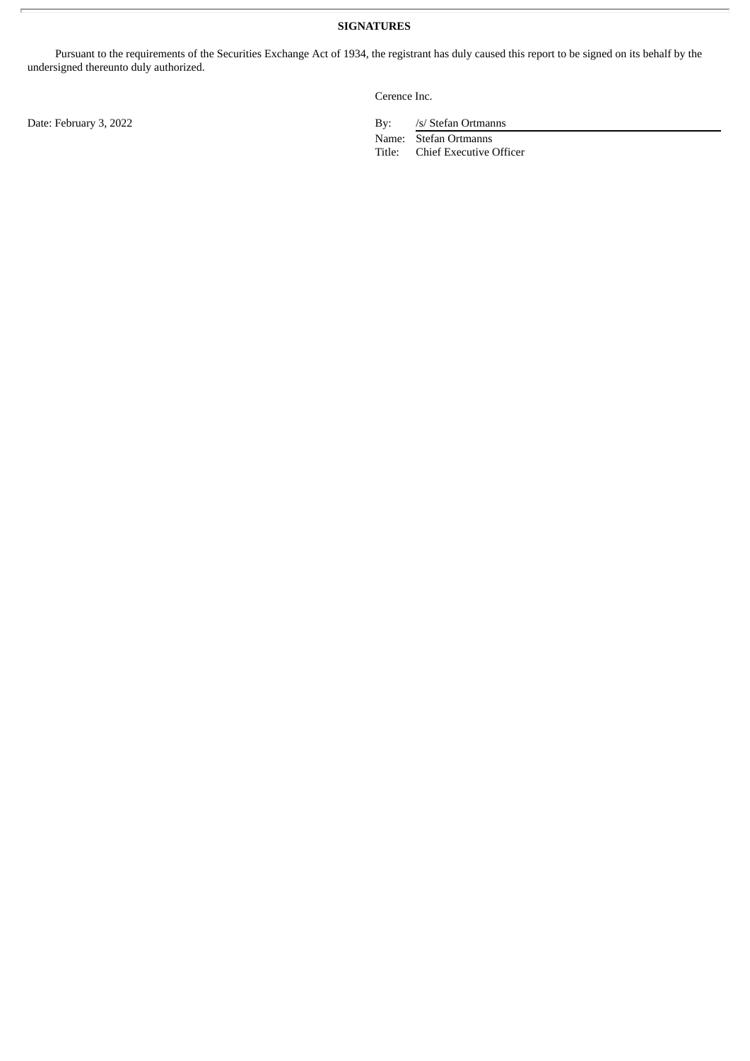**SIGNATURES**

Pursuant to the requirements of the Securities Exchange Act of 1934, the registrant has duly caused this report to be signed on its behalf by the undersigned thereunto duly authorized.

Cerence Inc.

Date: February 3, 2022

By: /s/ Stefan Ortmanns
Name: Stefan Ortmanns
Title: Chief Executive Officer